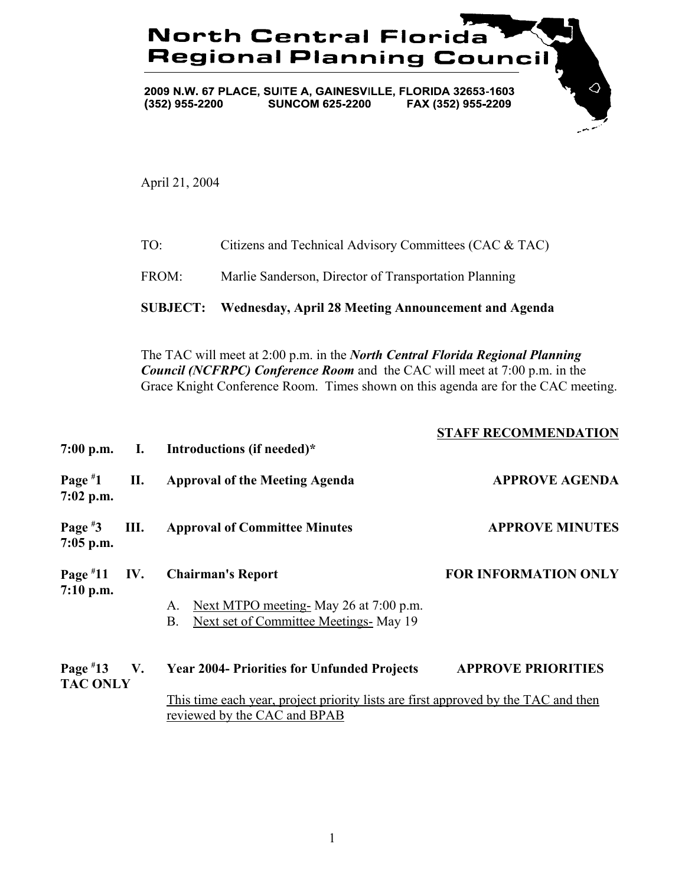# North Central Florida Regional Planning Council

2009 N.W. 67 PLACE, SUITE A, GAINESVILLE, FLORIDA 32653-1603
(352) 955-2200 SUNCOM 625-2200 FAX (352) 955-2209

April 21, 2004

TO: Citizens and Technical Advisory Committees (CAC & TAC)

FROM: Marlie Sanderson, Director of Transportation Planning

**SUBJECT: Wednesday, April 28 Meeting Announcement and Agenda**

The TAC will meet at 2:00 p.m. in the ***North Central Florida Regional Planning Council (NCFRPC) Conference Room*** and the CAC will meet at 7:00 p.m. in the Grace Knight Conference Room. Times shown on this agenda are for the CAC meeting.

| | | | **STAFF RECOMMENDATION** |
|---|---|---|---|
| **7:00 p.m.** | **I.** | **Introductions (if needed)*** | |
| **Page #1 7:02 p.m.** | **II.** | **Approval of the Meeting Agenda** | **APPROVE AGENDA** |
| **Page #3 7:05 p.m.** | **III.** | **Approval of Committee Minutes** | **APPROVE MINUTES** |
| **Page #11 7:10 p.m.** | **IV.** | **Chairman's Report** | **FOR INFORMATION ONLY** |
| **Page #13 TAC ONLY** | **V.** | **Year 2004- Priorities for Unfunded Projects** | **APPROVE PRIORITIES** |

IV. Chairman's Report

A. Next MTPO meeting- May 26 at 7:00 p.m.
B. Next set of Committee Meetings- May 19

V. Year 2004- Priorities for Unfunded Projects

This time each year, project priority lists are first approved by the TAC and then reviewed by the CAC and BPAB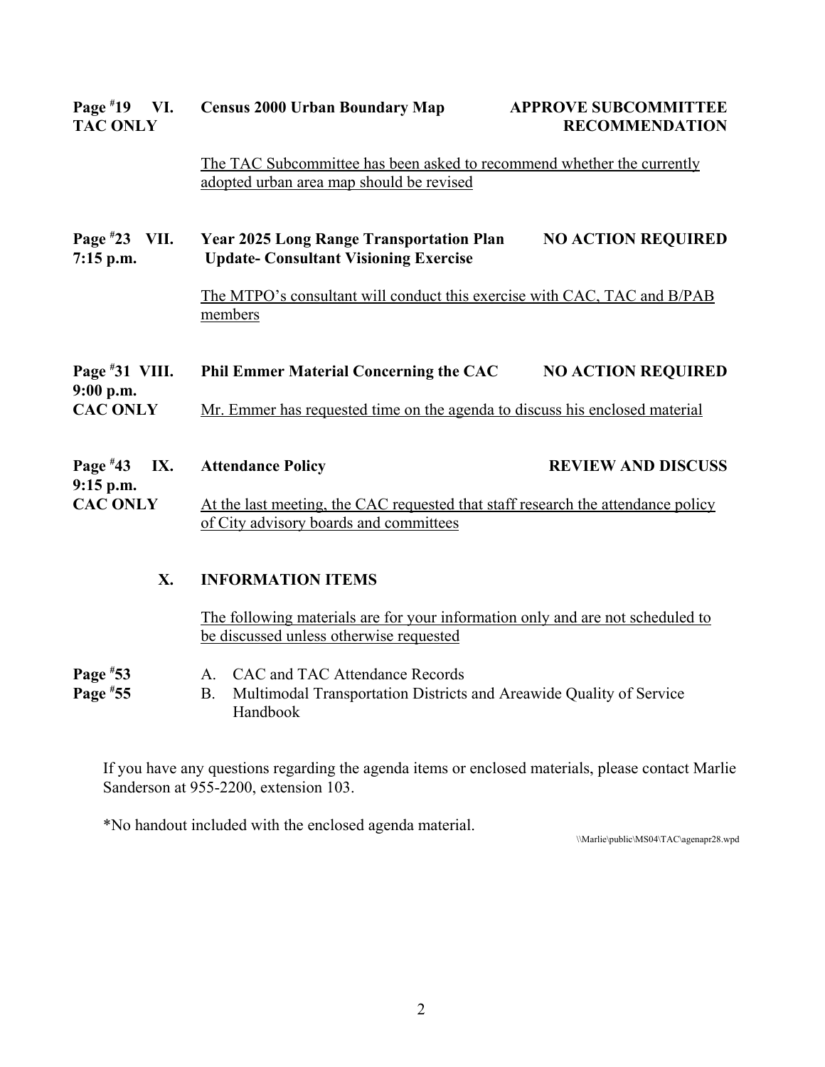**Page #19 VI. TAC ONLY** — **Census 2000 Urban Boundary Map** — **APPROVE SUBCOMMITTEE RECOMMENDATION**

The TAC Subcommittee has been asked to recommend whether the currently adopted urban area map should be revised

**Page #23 VII. 7:15 p.m.** — **Year 2025 Long Range Transportation Plan Update- Consultant Visioning Exercise** — **NO ACTION REQUIRED**

The MTPO's consultant will conduct this exercise with CAC, TAC and B/PAB members

**Page #31 VIII. 9:00 p.m. CAC ONLY** — **Phil Emmer Material Concerning the CAC** — **NO ACTION REQUIRED**

Mr. Emmer has requested time on the agenda to discuss his enclosed material

**Page #43 IX. 9:15 p.m. CAC ONLY** — **Attendance Policy** — **REVIEW AND DISCUSS**

At the last meeting, the CAC requested that staff research the attendance policy of City advisory boards and committees

**X. INFORMATION ITEMS**

The following materials are for your information only and are not scheduled to be discussed unless otherwise requested

Page #53 — A. CAC and TAC Attendance Records

Page #55 — B. Multimodal Transportation Districts and Areawide Quality of Service Handbook

If you have any questions regarding the agenda items or enclosed materials, please contact Marlie Sanderson at 955-2200, extension 103.

*No handout included with the enclosed agenda material.

\\Marlie\public\MS04\TAC\agenapr28.wpd